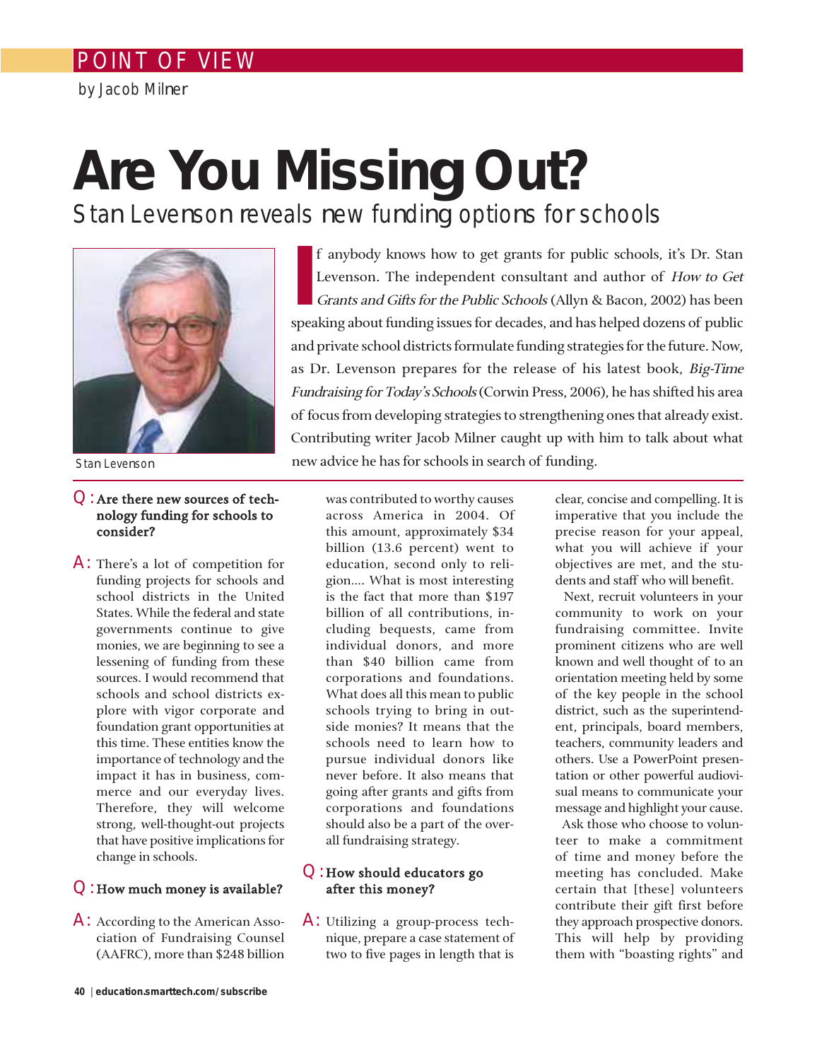POINT OF VIEW

by Jacob Milner

# Are You Missing Out?

## Stan Levenson reveals new funding options for schools

Stan Levenson

If anybody knows how to get grants for public schools, it's Dr. Stan Levenson. The independent consultant and author of *How to Get Grants and Gifts for the Public Schools* (Allyn & Bacon, 2002) has been speaking about funding issues for decades, and has helped dozens of public and private school districts formulate funding strategies for the future. Now, as Dr. Levenson prepares for the release of his latest book, *Big-Time Fundraising for Today's Schools* (Corwin Press, 2006), he has shifted his area of focus from developing strategies to strengthening ones that already exist. Contributing writer Jacob Milner caught up with him to talk about what new advice he has for schools in search of funding.

**Q: Are there new sources of technology funding for schools to consider?**

**A:** There's a lot of competition for funding projects for schools and school districts in the United States. While the federal and state governments continue to give monies, we are beginning to see a lessening of funding from these sources. I would recommend that schools and school districts explore with vigor corporate and foundation grant opportunities at this time. These entities know the importance of technology and the impact it has in business, commerce and our everyday lives. Therefore, they will welcome strong, well-thought-out projects that have positive implications for change in schools.

**Q: How much money is available?**

**A:** According to the American Association of Fundraising Counsel (AAFRC), more than $248 billion was contributed to worthy causes across America in 2004. Of this amount, approximately $34 billion (13.6 percent) went to education, second only to religion.... What is most interesting is the fact that more than $197 billion of all contributions, including bequests, came from individual donors, and more than $40 billion came from corporations and foundations. What does all this mean to public schools trying to bring in outside monies? It means that the schools need to learn how to pursue individual donors like never before. It also means that going after grants and gifts from corporations and foundations should also be a part of the overall fundraising strategy.

**Q: How should educators go after this money?**

**A:** Utilizing a group-process technique, prepare a case statement of two to five pages in length that is clear, concise and compelling. It is imperative that you include the precise reason for your appeal, what you will achieve if your objectives are met, and the students and staff who will benefit.

Next, recruit volunteers in your community to work on your fundraising committee. Invite prominent citizens who are well known and well thought of to an orientation meeting held by some of the key people in the school district, such as the superintendent, principals, board members, teachers, community leaders and others. Use a PowerPoint presentation or other powerful audiovisual means to communicate your message and highlight your cause.

Ask those who choose to volunteer to make a commitment of time and money before the meeting has concluded. Make certain that [these] volunteers contribute their gift first before they approach prospective donors. This will help by providing them with "boasting rights" and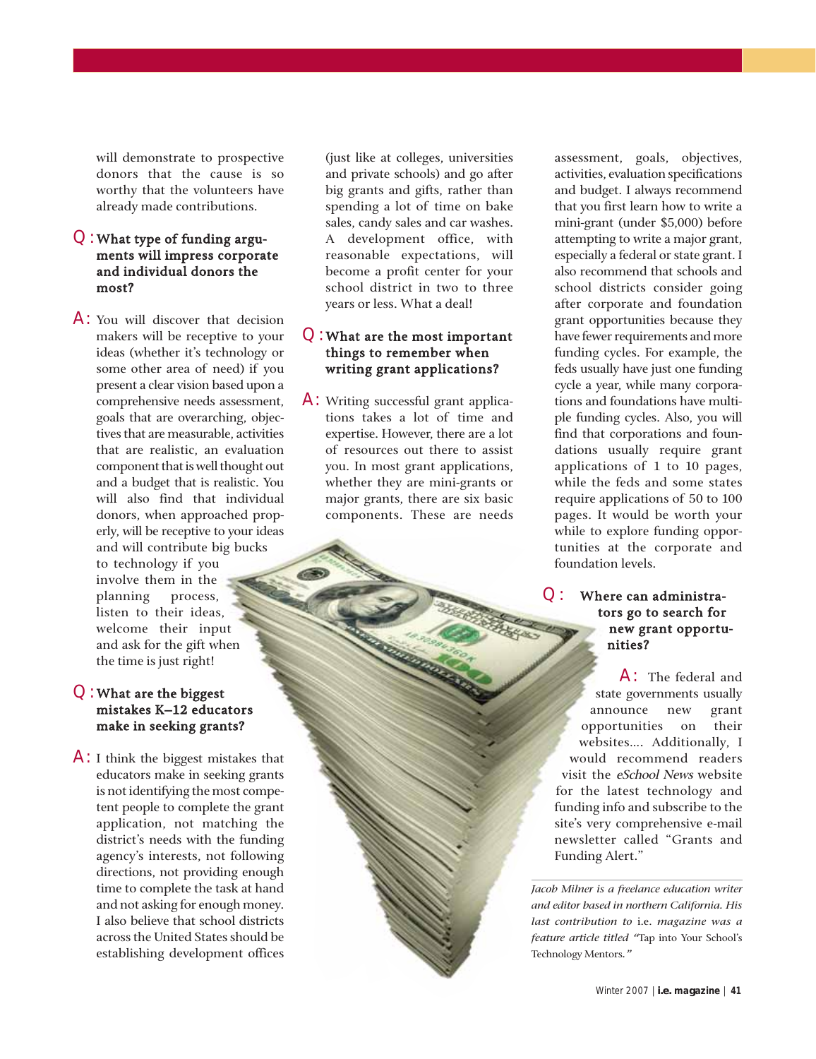will demonstrate to prospective donors that the cause is so worthy that the volunteers have already made contributions.

**Q: What type of funding arguments will impress corporate and individual donors the most?**

A: You will discover that decision makers will be receptive to your ideas (whether it's technology or some other area of need) if you present a clear vision based upon a comprehensive needs assessment, goals that are overarching, objectives that are measurable, activities that are realistic, an evaluation component that is well thought out and a budget that is realistic. You will also find that individual donors, when approached properly, will be receptive to your ideas and will contribute big bucks to technology if you involve them in the planning process, listen to their ideas, welcome their input and ask for the gift when the time is just right!

**Q: What are the biggest mistakes K–12 educators make in seeking grants?**

A: I think the biggest mistakes that educators make in seeking grants is not identifying the most competent people to complete the grant application, not matching the district's needs with the funding agency's interests, not following directions, not providing enough time to complete the task at hand and not asking for enough money. I also believe that school districts across the United States should be establishing development offices (just like at colleges, universities and private schools) and go after big grants and gifts, rather than spending a lot of time on bake sales, candy sales and car washes. A development office, with reasonable expectations, will become a profit center for your school district in two to three years or less. What a deal!

**Q: What are the most important things to remember when writing grant applications?**

A: Writing successful grant applications takes a lot of time and expertise. However, there are a lot of resources out there to assist you. In most grant applications, whether they are mini-grants or major grants, there are six basic components. These are needs assessment, goals, objectives, activities, evaluation specifications and budget. I always recommend that you first learn how to write a mini-grant (under $5,000) before attempting to write a major grant, especially a federal or state grant. I also recommend that schools and school districts consider going after corporate and foundation grant opportunities because they have fewer requirements and more funding cycles. For example, the feds usually have just one funding cycle a year, while many corporations and foundations have multiple funding cycles. Also, you will find that corporations and foundations usually require grant applications of 1 to 10 pages, while the feds and some states require applications of 50 to 100 pages. It would be worth your while to explore funding opportunities at the corporate and foundation levels.

**Q: Where can administrators go to search for new grant opportunities?**

A: The federal and state governments usually announce new grant opportunities on their websites.... Additionally, I would recommend readers visit the *eSchool News* website for the latest technology and funding info and subscribe to the site's very comprehensive e-mail newsletter called "Grants and Funding Alert."

---

*Jacob Milner is a freelance education writer and editor based in northern California. His last contribution to* i.e. *magazine was a feature article titled "*Tap into Your School's Technology Mentors.*"*